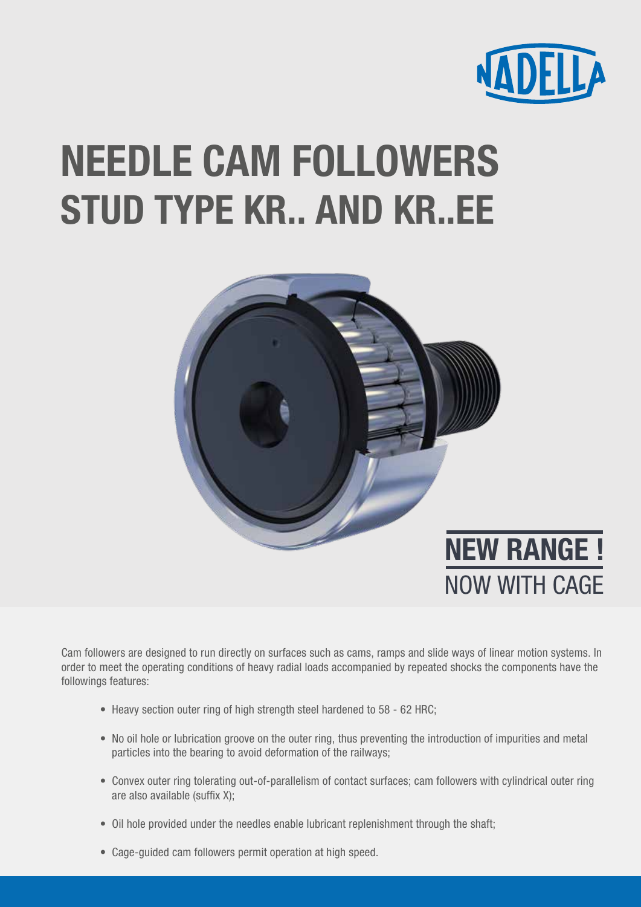# NEEDLE CAM FOLLOWERS STUD TYPE KR.. AND KR..EE

**NEW RANGE !**
NOW WITH CAGE

Cam followers are designed to run directly on surfaces such as cams, ramps and slide ways of linear motion systems. In order to meet the operating conditions of heavy radial loads accompanied by repeated shocks the components have the followings features:

- Heavy section outer ring of high strength steel hardened to 58 - 62 HRC;
- No oil hole or lubrication groove on the outer ring, thus preventing the introduction of impurities and metal particles into the bearing to avoid deformation of the railways;
- Convex outer ring tolerating out-of-parallelism of contact surfaces; cam followers with cylindrical outer ring are also available (suffix X);
- Oil hole provided under the needles enable lubricant replenishment through the shaft;
- Cage-guided cam followers permit operation at high speed.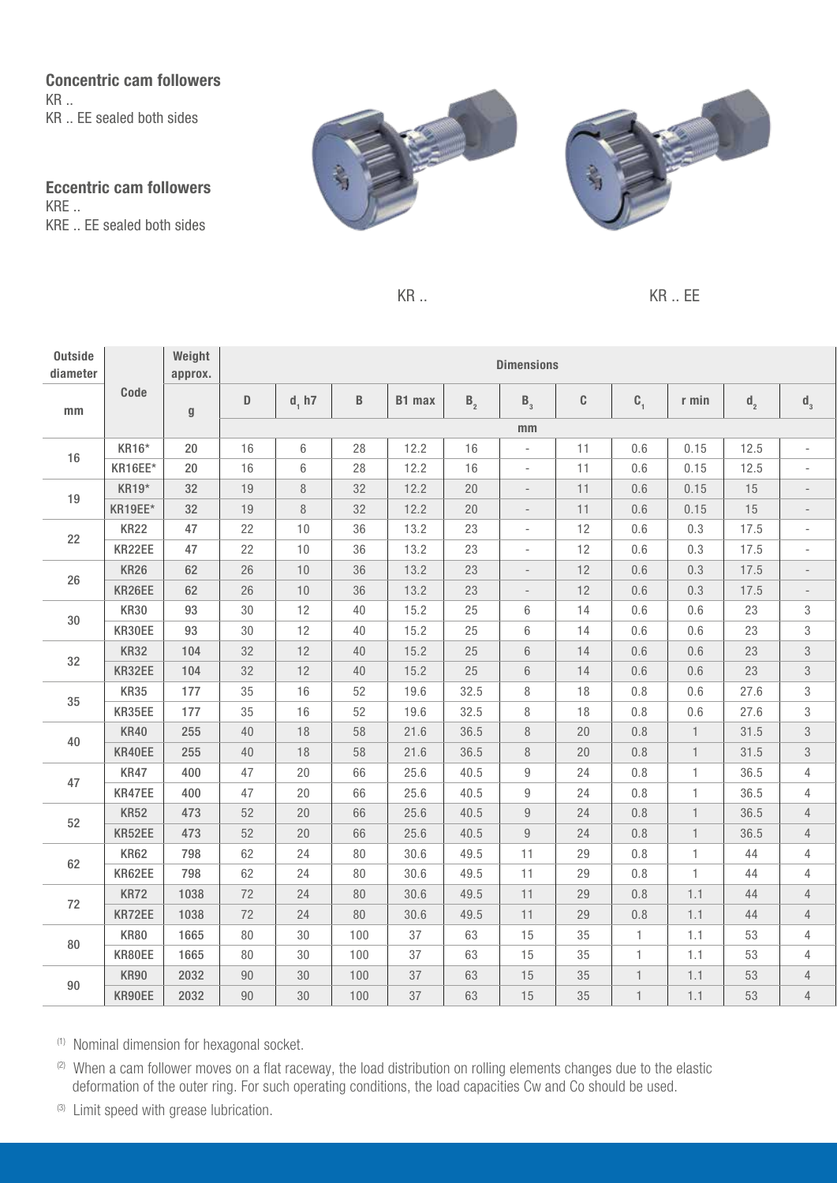## Concentric cam followers

KR ..
KR .. EE sealed both sides

## Eccentric cam followers

KRE ..
KRE .. EE sealed both sides

KR ..

KR .. EE

| Outside diameter | Code | Weight approx. | Dimensions | | | | | | | | | | |
|---|---|---|---|---|---|---|---|---|---|---|---|---|---|
| mm | | g | D | $d_1$ h7 | B | B1 max | $B_2$ | $B_3$ | C | $C_1$ | r min | $d_2$ | $d_3$ |
| | | | mm | | | | | | | | | | |
| 16 | KR16* | 20 | 16 | 6 | 28 | 12.2 | 16 | - | 11 | 0.6 | 0.15 | 12.5 | - |
| | KR16EE* | 20 | 16 | 6 | 28 | 12.2 | 16 | - | 11 | 0.6 | 0.15 | 12.5 | - |
| 19 | KR19* | 32 | 19 | 8 | 32 | 12.2 | 20 | - | 11 | 0.6 | 0.15 | 15 | - |
| | KR19EE* | 32 | 19 | 8 | 32 | 12.2 | 20 | - | 11 | 0.6 | 0.15 | 15 | - |
| 22 | KR22 | 47 | 22 | 10 | 36 | 13.2 | 23 | - | 12 | 0.6 | 0.3 | 17.5 | - |
| | KR22EE | 47 | 22 | 10 | 36 | 13.2 | 23 | - | 12 | 0.6 | 0.3 | 17.5 | - |
| 26 | KR26 | 62 | 26 | 10 | 36 | 13.2 | 23 | - | 12 | 0.6 | 0.3 | 17.5 | - |
| | KR26EE | 62 | 26 | 10 | 36 | 13.2 | 23 | - | 12 | 0.6 | 0.3 | 17.5 | - |
| 30 | KR30 | 93 | 30 | 12 | 40 | 15.2 | 25 | 6 | 14 | 0.6 | 0.6 | 23 | 3 |
| | KR30EE | 93 | 30 | 12 | 40 | 15.2 | 25 | 6 | 14 | 0.6 | 0.6 | 23 | 3 |
| 32 | KR32 | 104 | 32 | 12 | 40 | 15.2 | 25 | 6 | 14 | 0.6 | 0.6 | 23 | 3 |
| | KR32EE | 104 | 32 | 12 | 40 | 15.2 | 25 | 6 | 14 | 0.6 | 0.6 | 23 | 3 |
| 35 | KR35 | 177 | 35 | 16 | 52 | 19.6 | 32.5 | 8 | 18 | 0.8 | 0.6 | 27.6 | 3 |
| | KR35EE | 177 | 35 | 16 | 52 | 19.6 | 32.5 | 8 | 18 | 0.8 | 0.6 | 27.6 | 3 |
| 40 | KR40 | 255 | 40 | 18 | 58 | 21.6 | 36.5 | 8 | 20 | 0.8 | 1 | 31.5 | 3 |
| | KR40EE | 255 | 40 | 18 | 58 | 21.6 | 36.5 | 8 | 20 | 0.8 | 1 | 31.5 | 3 |
| 47 | KR47 | 400 | 47 | 20 | 66 | 25.6 | 40.5 | 9 | 24 | 0.8 | 1 | 36.5 | 4 |
| | KR47EE | 400 | 47 | 20 | 66 | 25.6 | 40.5 | 9 | 24 | 0.8 | 1 | 36.5 | 4 |
| 52 | KR52 | 473 | 52 | 20 | 66 | 25.6 | 40.5 | 9 | 24 | 0.8 | 1 | 36.5 | 4 |
| | KR52EE | 473 | 52 | 20 | 66 | 25.6 | 40.5 | 9 | 24 | 0.8 | 1 | 36.5 | 4 |
| 62 | KR62 | 798 | 62 | 24 | 80 | 30.6 | 49.5 | 11 | 29 | 0.8 | 1 | 44 | 4 |
| | KR62EE | 798 | 62 | 24 | 80 | 30.6 | 49.5 | 11 | 29 | 0.8 | 1 | 44 | 4 |
| 72 | KR72 | 1038 | 72 | 24 | 80 | 30.6 | 49.5 | 11 | 29 | 0.8 | 1.1 | 44 | 4 |
| | KR72EE | 1038 | 72 | 24 | 80 | 30.6 | 49.5 | 11 | 29 | 0.8 | 1.1 | 44 | 4 |
| 80 | KR80 | 1665 | 80 | 30 | 100 | 37 | 63 | 15 | 35 | 1 | 1.1 | 53 | 4 |
| | KR80EE | 1665 | 80 | 30 | 100 | 37 | 63 | 15 | 35 | 1 | 1.1 | 53 | 4 |
| 90 | KR90 | 2032 | 90 | 30 | 100 | 37 | 63 | 15 | 35 | 1 | 1.1 | 53 | 4 |
| | KR90EE | 2032 | 90 | 30 | 100 | 37 | 63 | 15 | 35 | 1 | 1.1 | 53 | 4 |

(1) Nominal dimension for hexagonal socket.

(2) When a cam follower moves on a flat raceway, the load distribution on rolling elements changes due to the elastic deformation of the outer ring. For such operating conditions, the load capacities Cw and Co should be used.

(3) Limit speed with grease lubrication.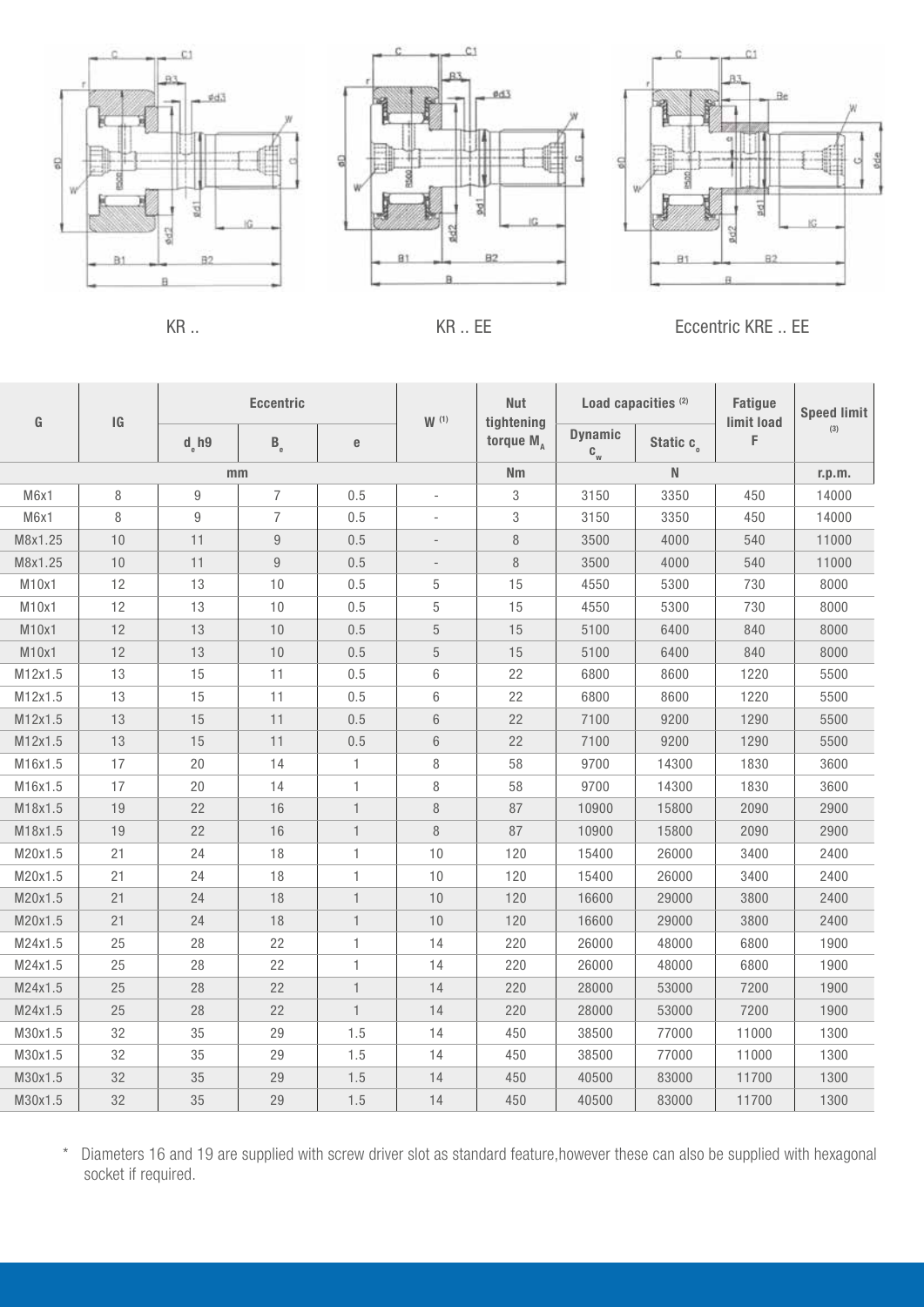KR ..

KR .. EE

Eccentric KRE .. EE

| G | IG | Eccentric | | | W [1] | Nut tightening torque $M_A$ | Load capacities [2] | | Fatigue limit load F | Speed limit [3] |
|---|---|---|---|---|---|---|---|---|---|---|
| | | $d_e$ h9 | $B_e$ | e | | | Dynamic $c_w$ | Static $c_o$ | | |
| mm | | | | | | Nm | N | | | r.p.m. |
| M6x1 | 8 | 9 | 7 | 0.5 | - | 3 | 3150 | 3350 | 450 | 14000 |
| M6x1 | 8 | 9 | 7 | 0.5 | - | 3 | 3150 | 3350 | 450 | 14000 |
| M8x1.25 | 10 | 11 | 9 | 0.5 | - | 8 | 3500 | 4000 | 540 | 11000 |
| M8x1.25 | 10 | 11 | 9 | 0.5 | - | 8 | 3500 | 4000 | 540 | 11000 |
| M10x1 | 12 | 13 | 10 | 0.5 | 5 | 15 | 4550 | 5300 | 730 | 8000 |
| M10x1 | 12 | 13 | 10 | 0.5 | 5 | 15 | 4550 | 5300 | 730 | 8000 |
| M10x1 | 12 | 13 | 10 | 0.5 | 5 | 15 | 5100 | 6400 | 840 | 8000 |
| M10x1 | 12 | 13 | 10 | 0.5 | 5 | 15 | 5100 | 6400 | 840 | 8000 |
| M12x1.5 | 13 | 15 | 11 | 0.5 | 6 | 22 | 6800 | 8600 | 1220 | 5500 |
| M12x1.5 | 13 | 15 | 11 | 0.5 | 6 | 22 | 6800 | 8600 | 1220 | 5500 |
| M12x1.5 | 13 | 15 | 11 | 0.5 | 6 | 22 | 7100 | 9200 | 1290 | 5500 |
| M12x1.5 | 13 | 15 | 11 | 0.5 | 6 | 22 | 7100 | 9200 | 1290 | 5500 |
| M16x1.5 | 17 | 20 | 14 | 1 | 8 | 58 | 9700 | 14300 | 1830 | 3600 |
| M16x1.5 | 17 | 20 | 14 | 1 | 8 | 58 | 9700 | 14300 | 1830 | 3600 |
| M18x1.5 | 19 | 22 | 16 | 1 | 8 | 87 | 10900 | 15800 | 2090 | 2900 |
| M18x1.5 | 19 | 22 | 16 | 1 | 8 | 87 | 10900 | 15800 | 2090 | 2900 |
| M20x1.5 | 21 | 24 | 18 | 1 | 10 | 120 | 15400 | 26000 | 3400 | 2400 |
| M20x1.5 | 21 | 24 | 18 | 1 | 10 | 120 | 15400 | 26000 | 3400 | 2400 |
| M20x1.5 | 21 | 24 | 18 | 1 | 10 | 120 | 16600 | 29000 | 3800 | 2400 |
| M20x1.5 | 21 | 24 | 18 | 1 | 10 | 120 | 16600 | 29000 | 3800 | 2400 |
| M24x1.5 | 25 | 28 | 22 | 1 | 14 | 220 | 26000 | 48000 | 6800 | 1900 |
| M24x1.5 | 25 | 28 | 22 | 1 | 14 | 220 | 26000 | 48000 | 6800 | 1900 |
| M24x1.5 | 25 | 28 | 22 | 1 | 14 | 220 | 28000 | 53000 | 7200 | 1900 |
| M24x1.5 | 25 | 28 | 22 | 1 | 14 | 220 | 28000 | 53000 | 7200 | 1900 |
| M30x1.5 | 32 | 35 | 29 | 1.5 | 14 | 450 | 38500 | 77000 | 11000 | 1300 |
| M30x1.5 | 32 | 35 | 29 | 1.5 | 14 | 450 | 38500 | 77000 | 11000 | 1300 |
| M30x1.5 | 32 | 35 | 29 | 1.5 | 14 | 450 | 40500 | 83000 | 11700 | 1300 |
| M30x1.5 | 32 | 35 | 29 | 1.5 | 14 | 450 | 40500 | 83000 | 11700 | 1300 |

\* Diameters 16 and 19 are supplied with screw driver slot as standard feature,however these can also be supplied with hexagonal socket if required.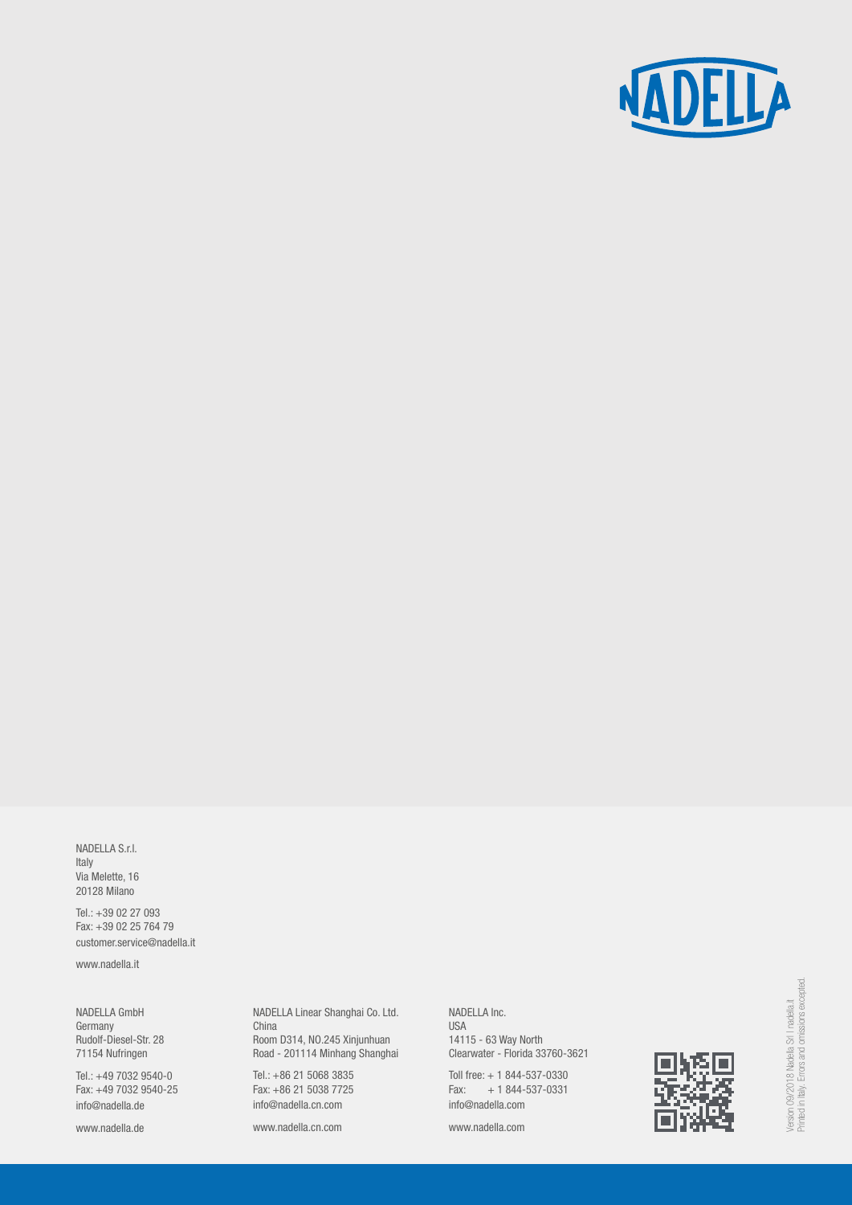NADELLA

NADELLA S.r.l.
Italy
Via Melette, 16
20128 Milano

Tel.: +39 02 27 093
Fax: +39 02 25 764 79
customer.service@nadella.it

www.nadella.it

NADELLA GmbH
Germany
Rudolf-Diesel-Str. 28
71154 Nufringen

Tel.: +49 7032 9540-0
Fax: +49 7032 9540-25
info@nadella.de

www.nadella.de

NADELLA Linear Shanghai Co. Ltd.
China
Room D314, NO.245 Xinjunhuan
Road - 201114 Minhang Shanghai

Tel.: +86 21 5068 3835
Fax: +86 21 5038 7725
info@nadella.cn.com

www.nadella.cn.com

NADELLA Inc.
USA
14115 - 63 Way North
Clearwater - Florida 33760-3621

Toll free: + 1 844-537-0330
Fax: + 1 844-537-0331
info@nadella.com

www.nadella.com

Version 09/2018 Nadella Srl | nadella.it
Printed in Italy. Errors and omissions excepted.